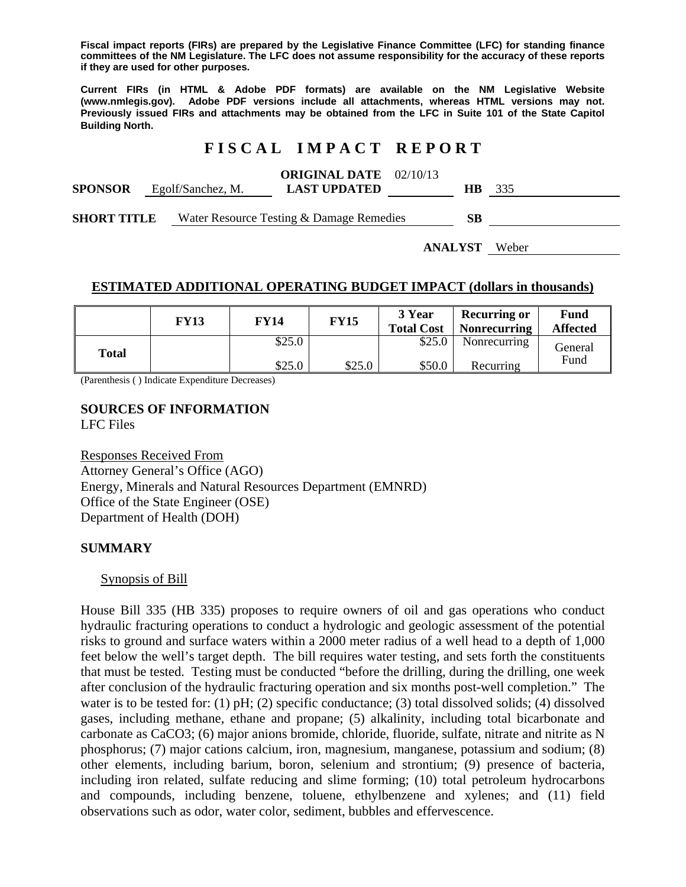**Fiscal impact reports (FIRs) are prepared by the Legislative Finance Committee (LFC) for standing finance committees of the NM Legislature. The LFC does not assume responsibility for the accuracy of these reports if they are used for other purposes.**

**Current FIRs (in HTML & Adobe PDF formats) are available on the NM Legislative Website (www.nmlegis.gov). Adobe PDF versions include all attachments, whereas HTML versions may not. Previously issued FIRs and attachments may be obtained from the LFC in Suite 101 of the State Capitol Building North.**

# F I S C A L   I M P A C T   R E P O R T

**SPONSOR** Egolf/Sanchez, M. **ORIGINAL DATE** 02/10/13 **LAST UPDATED** **HB** 335

**SHORT TITLE** Water Resource Testing & Damage Remedies **SB**

**ANALYST** Weber

## ESTIMATED ADDITIONAL OPERATING BUDGET IMPACT (dollars in thousands)

| | FY13 | FY14 | FY15 | 3 Year Total Cost | Recurring or Nonrecurring | Fund Affected |
|---|---|---|---|---|---|---|
| Total | | \$25.0 | | \$25.0 | Nonrecurring | General Fund |
| | | \$25.0 | \$25.0 | \$50.0 | Recurring | |

(Parenthesis ( ) Indicate Expenditure Decreases)

## SOURCES OF INFORMATION

LFC Files

Responses Received From
Attorney General's Office (AGO)
Energy, Minerals and Natural Resources Department (EMNRD)
Office of the State Engineer (OSE)
Department of Health (DOH)

## SUMMARY

Synopsis of Bill

House Bill 335 (HB 335) proposes to require owners of oil and gas operations who conduct hydraulic fracturing operations to conduct a hydrologic and geologic assessment of the potential risks to ground and surface waters within a 2000 meter radius of a well head to a depth of 1,000 feet below the well's target depth. The bill requires water testing, and sets forth the constituents that must be tested. Testing must be conducted "before the drilling, during the drilling, one week after conclusion of the hydraulic fracturing operation and six months post-well completion." The water is to be tested for: (1) pH; (2) specific conductance; (3) total dissolved solids; (4) dissolved gases, including methane, ethane and propane; (5) alkalinity, including total bicarbonate and carbonate as $CaCO_3$; (6) major anions bromide, chloride, fluoride, sulfate, nitrate and nitrite as N phosphorus; (7) major cations calcium, iron, magnesium, manganese, potassium and sodium; (8) other elements, including barium, boron, selenium and strontium; (9) presence of bacteria, including iron related, sulfate reducing and slime forming; (10) total petroleum hydrocarbons and compounds, including benzene, toluene, ethylbenzene and xylenes; and (11) field observations such as odor, water color, sediment, bubbles and effervescence.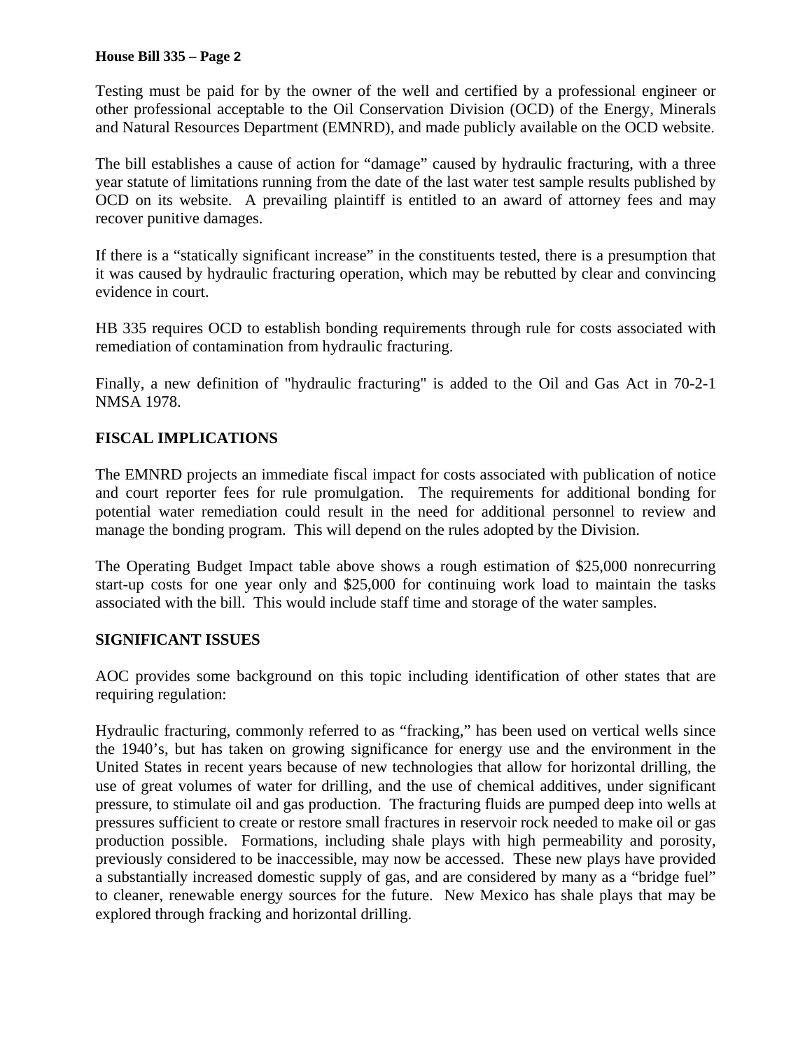Testing must be paid for by the owner of the well and certified by a professional engineer or other professional acceptable to the Oil Conservation Division (OCD) of the Energy, Minerals and Natural Resources Department (EMNRD), and made publicly available on the OCD website.

The bill establishes a cause of action for "damage" caused by hydraulic fracturing, with a three year statute of limitations running from the date of the last water test sample results published by OCD on its website. A prevailing plaintiff is entitled to an award of attorney fees and may recover punitive damages.

If there is a "statically significant increase" in the constituents tested, there is a presumption that it was caused by hydraulic fracturing operation, which may be rebutted by clear and convincing evidence in court.

HB 335 requires OCD to establish bonding requirements through rule for costs associated with remediation of contamination from hydraulic fracturing.

Finally, a new definition of "hydraulic fracturing" is added to the Oil and Gas Act in 70-2-1 NMSA 1978.

## FISCAL IMPLICATIONS

The EMNRD projects an immediate fiscal impact for costs associated with publication of notice and court reporter fees for rule promulgation. The requirements for additional bonding for potential water remediation could result in the need for additional personnel to review and manage the bonding program. This will depend on the rules adopted by the Division.

The Operating Budget Impact table above shows a rough estimation of $25,000 nonrecurring start-up costs for one year only and $25,000 for continuing work load to maintain the tasks associated with the bill. This would include staff time and storage of the water samples.

## SIGNIFICANT ISSUES

AOC provides some background on this topic including identification of other states that are requiring regulation:

Hydraulic fracturing, commonly referred to as "fracking," has been used on vertical wells since the 1940's, but has taken on growing significance for energy use and the environment in the United States in recent years because of new technologies that allow for horizontal drilling, the use of great volumes of water for drilling, and the use of chemical additives, under significant pressure, to stimulate oil and gas production. The fracturing fluids are pumped deep into wells at pressures sufficient to create or restore small fractures in reservoir rock needed to make oil or gas production possible. Formations, including shale plays with high permeability and porosity, previously considered to be inaccessible, may now be accessed. These new plays have provided a substantially increased domestic supply of gas, and are considered by many as a "bridge fuel" to cleaner, renewable energy sources for the future. New Mexico has shale plays that may be explored through fracking and horizontal drilling.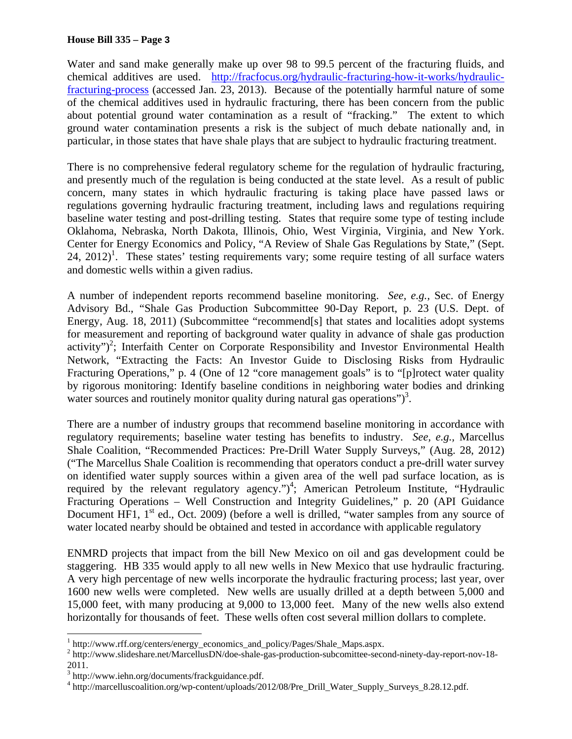Water and sand make generally make up over 98 to 99.5 percent of the fracturing fluids, and chemical additives are used. [http://fracfocus.org/hydraulic-fracturing-how-it-works/hydraulic-fracturing-process](http://fracfocus.org/hydraulic-fracturing-how-it-works/hydraulic-fracturing-process) (accessed Jan. 23, 2013). Because of the potentially harmful nature of some of the chemical additives used in hydraulic fracturing, there has been concern from the public about potential ground water contamination as a result of "fracking." The extent to which ground water contamination presents a risk is the subject of much debate nationally and, in particular, in those states that have shale plays that are subject to hydraulic fracturing treatment.

There is no comprehensive federal regulatory scheme for the regulation of hydraulic fracturing, and presently much of the regulation is being conducted at the state level. As a result of public concern, many states in which hydraulic fracturing is taking place have passed laws or regulations governing hydraulic fracturing treatment, including laws and regulations requiring baseline water testing and post-drilling testing. States that require some type of testing include Oklahoma, Nebraska, North Dakota, Illinois, Ohio, West Virginia, Virginia, and New York. Center for Energy Economics and Policy, "A Review of Shale Gas Regulations by State," (Sept. 24, 2012)[1]. These states' testing requirements vary; some require testing of all surface waters and domestic wells within a given radius.

A number of independent reports recommend baseline monitoring. *See, e.g.*, Sec. of Energy Advisory Bd., "Shale Gas Production Subcommittee 90-Day Report, p. 23 (U.S. Dept. of Energy, Aug. 18, 2011) (Subcommittee "recommend[s] that states and localities adopt systems for measurement and reporting of background water quality in advance of shale gas production activity")[2]; Interfaith Center on Corporate Responsibility and Investor Environmental Health Network, "Extracting the Facts: An Investor Guide to Disclosing Risks from Hydraulic Fracturing Operations," p. 4 (One of 12 "core management goals" is to "[p]rotect water quality by rigorous monitoring: Identify baseline conditions in neighboring water bodies and drinking water sources and routinely monitor quality during natural gas operations")[3].

There are a number of industry groups that recommend baseline monitoring in accordance with regulatory requirements; baseline water testing has benefits to industry. *See, e.g.*, Marcellus Shale Coalition, "Recommended Practices: Pre-Drill Water Supply Surveys," (Aug. 28, 2012) ("The Marcellus Shale Coalition is recommending that operators conduct a pre-drill water survey on identified water supply sources within a given area of the well pad surface location, as is required by the relevant regulatory agency.")[4]; American Petroleum Institute, "Hydraulic Fracturing Operations – Well Construction and Integrity Guidelines," p. 20 (API Guidance Document HF1, 1st ed., Oct. 2009) (before a well is drilled, "water samples from any source of water located nearby should be obtained and tested in accordance with applicable regulatory

ENMRD projects that impact from the bill New Mexico on oil and gas development could be staggering. HB 335 would apply to all new wells in New Mexico that use hydraulic fracturing. A very high percentage of new wells incorporate the hydraulic fracturing process; last year, over 1600 new wells were completed. New wells are usually drilled at a depth between 5,000 and 15,000 feet, with many producing at 9,000 to 13,000 feet. Many of the new wells also extend horizontally for thousands of feet. These wells often cost several million dollars to complete.

---

[1] http://www.rff.org/centers/energy_economics_and_policy/Pages/Shale_Maps.aspx.

[2] http://www.slideshare.net/MarcellusDN/doe-shale-gas-production-subcomittee-second-ninety-day-report-nov-18-2011.

[3] http://www.iehn.org/documents/frackguidance.pdf.

[4] http://marcelluscoalition.org/wp-content/uploads/2012/08/Pre_Drill_Water_Supply_Surveys_8.28.12.pdf.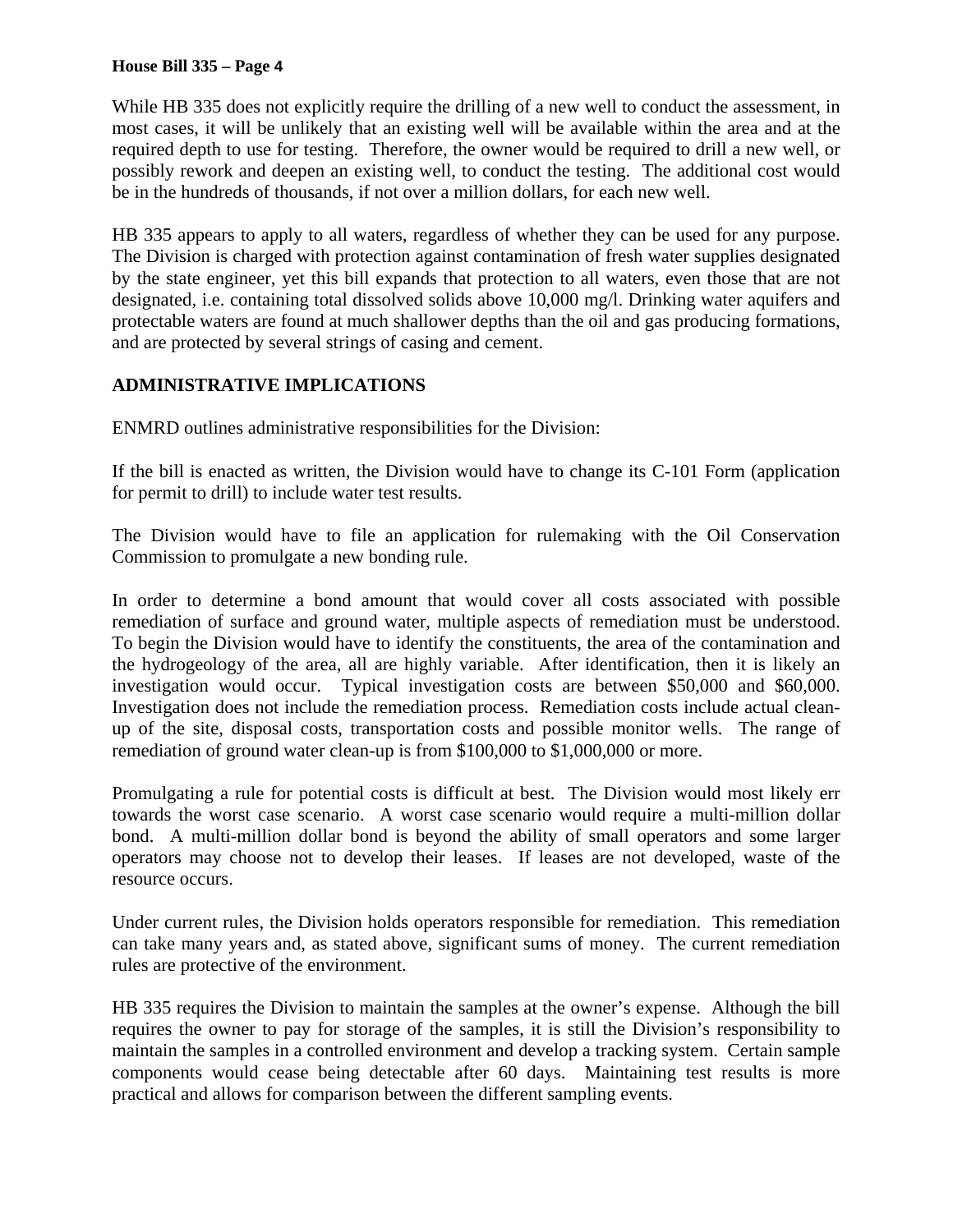While HB 335 does not explicitly require the drilling of a new well to conduct the assessment, in most cases, it will be unlikely that an existing well will be available within the area and at the required depth to use for testing. Therefore, the owner would be required to drill a new well, or possibly rework and deepen an existing well, to conduct the testing. The additional cost would be in the hundreds of thousands, if not over a million dollars, for each new well.

HB 335 appears to apply to all waters, regardless of whether they can be used for any purpose. The Division is charged with protection against contamination of fresh water supplies designated by the state engineer, yet this bill expands that protection to all waters, even those that are not designated, i.e. containing total dissolved solids above 10,000 mg/l. Drinking water aquifers and protectable waters are found at much shallower depths than the oil and gas producing formations, and are protected by several strings of casing and cement.

## ADMINISTRATIVE IMPLICATIONS

ENMRD outlines administrative responsibilities for the Division:

If the bill is enacted as written, the Division would have to change its C-101 Form (application for permit to drill) to include water test results.

The Division would have to file an application for rulemaking with the Oil Conservation Commission to promulgate a new bonding rule.

In order to determine a bond amount that would cover all costs associated with possible remediation of surface and ground water, multiple aspects of remediation must be understood. To begin the Division would have to identify the constituents, the area of the contamination and the hydrogeology of the area, all are highly variable. After identification, then it is likely an investigation would occur. Typical investigation costs are between $50,000 and $60,000. Investigation does not include the remediation process. Remediation costs include actual clean-up of the site, disposal costs, transportation costs and possible monitor wells. The range of remediation of ground water clean-up is from $100,000 to $1,000,000 or more.

Promulgating a rule for potential costs is difficult at best. The Division would most likely err towards the worst case scenario. A worst case scenario would require a multi-million dollar bond. A multi-million dollar bond is beyond the ability of small operators and some larger operators may choose not to develop their leases. If leases are not developed, waste of the resource occurs.

Under current rules, the Division holds operators responsible for remediation. This remediation can take many years and, as stated above, significant sums of money. The current remediation rules are protective of the environment.

HB 335 requires the Division to maintain the samples at the owner's expense. Although the bill requires the owner to pay for storage of the samples, it is still the Division's responsibility to maintain the samples in a controlled environment and develop a tracking system. Certain sample components would cease being detectable after 60 days. Maintaining test results is more practical and allows for comparison between the different sampling events.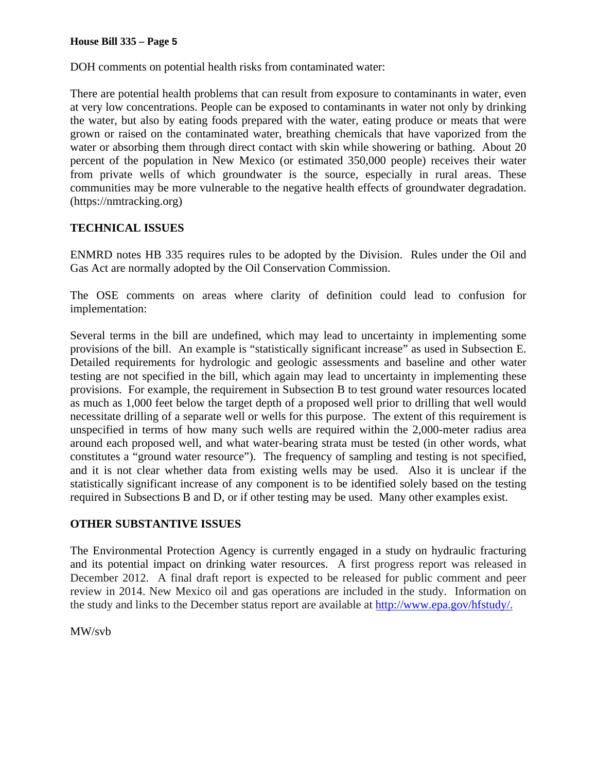DOH comments on potential health risks from contaminated water:

There are potential health problems that can result from exposure to contaminants in water, even at very low concentrations. People can be exposed to contaminants in water not only by drinking the water, but also by eating foods prepared with the water, eating produce or meats that were grown or raised on the contaminated water, breathing chemicals that have vaporized from the water or absorbing them through direct contact with skin while showering or bathing. About 20 percent of the population in New Mexico (or estimated 350,000 people) receives their water from private wells of which groundwater is the source, especially in rural areas. These communities may be more vulnerable to the negative health effects of groundwater degradation. (https://nmtracking.org)

## TECHNICAL ISSUES

ENMRD notes HB 335 requires rules to be adopted by the Division. Rules under the Oil and Gas Act are normally adopted by the Oil Conservation Commission.

The OSE comments on areas where clarity of definition could lead to confusion for implementation:

Several terms in the bill are undefined, which may lead to uncertainty in implementing some provisions of the bill. An example is "statistically significant increase" as used in Subsection E. Detailed requirements for hydrologic and geologic assessments and baseline and other water testing are not specified in the bill, which again may lead to uncertainty in implementing these provisions. For example, the requirement in Subsection B to test ground water resources located as much as 1,000 feet below the target depth of a proposed well prior to drilling that well would necessitate drilling of a separate well or wells for this purpose. The extent of this requirement is unspecified in terms of how many such wells are required within the 2,000-meter radius area around each proposed well, and what water-bearing strata must be tested (in other words, what constitutes a "ground water resource"). The frequency of sampling and testing is not specified, and it is not clear whether data from existing wells may be used. Also it is unclear if the statistically significant increase of any component is to be identified solely based on the testing required in Subsections B and D, or if other testing may be used. Many other examples exist.

## OTHER SUBSTANTIVE ISSUES

The Environmental Protection Agency is currently engaged in a study on hydraulic fracturing and its potential impact on drinking water resources. A first progress report was released in December 2012. A final draft report is expected to be released for public comment and peer review in 2014. New Mexico oil and gas operations are included in the study. Information on the study and links to the December status report are available at http://www.epa.gov/hfstudy/.

MW/svb